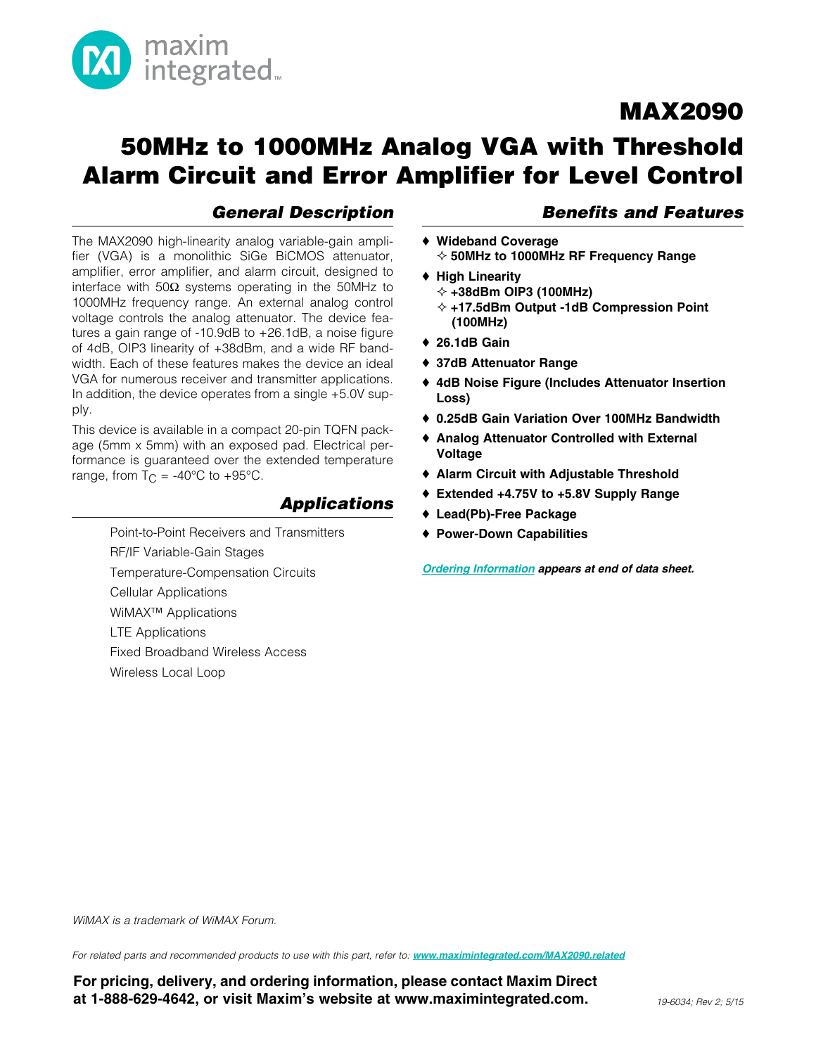# MAX2090

# 50MHz to 1000MHz Analog VGA with Threshold Alarm Circuit and Error Amplifier for Level Control

## General Description

The MAX2090 high-linearity analog variable-gain amplifier (VGA) is a monolithic SiGe BiCMOS attenuator, amplifier, error amplifier, and alarm circuit, designed to interface with 50Ω systems operating in the 50MHz to 1000MHz frequency range. An external analog control voltage controls the analog attenuator. The device features a gain range of -10.9dB to +26.1dB, a noise figure of 4dB, OIP3 linearity of +38dBm, and a wide RF bandwidth. Each of these features makes the device an ideal VGA for numerous receiver and transmitter applications. In addition, the device operates from a single +5.0V supply.

This device is available in a compact 20-pin TQFN package (5mm x 5mm) with an exposed pad. Electrical performance is guaranteed over the extended temperature range, from $T_C$ = -40°C to +95°C.

## Applications

Point-to-Point Receivers and Transmitters

RF/IF Variable-Gain Stages

Temperature-Compensation Circuits

Cellular Applications

WiMAX™ Applications

LTE Applications

Fixed Broadband Wireless Access

Wireless Local Loop

## Benefits and Features

- **Wideband Coverage**
  - **50MHz to 1000MHz RF Frequency Range**
- **High Linearity**
  - **+38dBm OIP3 (100MHz)**
  - **+17.5dBm Output -1dB Compression Point (100MHz)**
- **26.1dB Gain**
- **37dB Attenuator Range**
- **4dB Noise Figure (Includes Attenuator Insertion Loss)**
- **0.25dB Gain Variation Over 100MHz Bandwidth**
- **Analog Attenuator Controlled with External Voltage**
- **Alarm Circuit with Adjustable Threshold**
- **Extended +4.75V to +5.8V Supply Range**
- **Lead(Pb)-Free Package**
- **Power-Down Capabilities**

***Ordering Information* appears at end of data sheet.**

*WiMAX is a trademark of WiMAX Forum.*

*For related parts and recommended products to use with this part, refer to: **www.maximintegrated.com/MAX2090.related***

**For pricing, delivery, and ordering information, please contact Maxim Direct at 1-888-629-4642, or visit Maxim's website at www.maximintegrated.com.**

*19-6034; Rev 2; 5/15*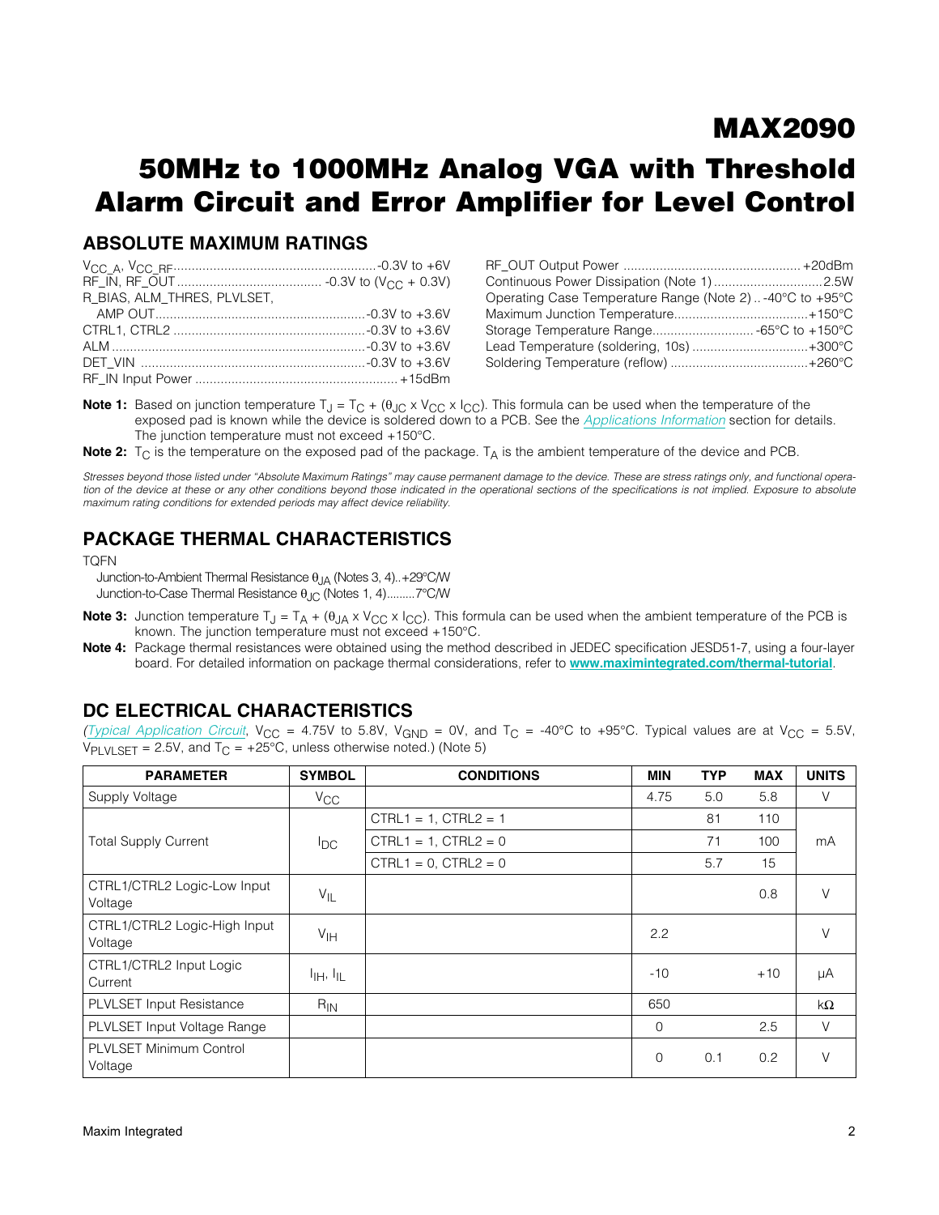# MAX2090

## 50MHz to 1000MHz Analog VGA with Threshold Alarm Circuit and Error Amplifier for Level Control

## ABSOLUTE MAXIMUM RATINGS

$V_{CC\_A}$, $V_{CC\_RF}$ .......................................................-0.3V to +6V
RF_IN, RF_OUT ....................................... -0.3V to ($V_{CC}$ + 0.3V)
R_BIAS, ALM_THRES, PLVLSET,
AMP OUT........................................................-0.3V to +3.6V
CTRL1, CTRL2 ....................................................-0.3V to +3.6V
ALM .....................................................................-0.3V to +3.6V
DET_VIN ..............................................................-0.3V to +3.6V
RF_IN Input Power .......................................................+15dBm

RF_OUT Output Power ................................................+20dBm
Continuous Power Dissipation (Note 1) ..............................2.5W
Operating Case Temperature Range (Note 2) .. -40°C to +95°C
Maximum Junction Temperature.....................................+150°C
Storage Temperature Range............................ -65°C to +150°C
Lead Temperature (soldering, 10s) ................................+300°C
Soldering Temperature (reflow) ......................................+260°C

**Note 1:** Based on junction temperature $T_J = T_C + (\theta_{JC} \times V_{CC} \times I_{CC})$. This formula can be used when the temperature of the exposed pad is known while the device is soldered down to a PCB. See the *Applications Information* section for details. The junction temperature must not exceed +150°C.

**Note 2:** $T_C$ is the temperature on the exposed pad of the package. $T_A$ is the ambient temperature of the device and PCB.

*Stresses beyond those listed under "Absolute Maximum Ratings" may cause permanent damage to the device. These are stress ratings only, and functional operation of the device at these or any other conditions beyond those indicated in the operational sections of the specifications is not implied. Exposure to absolute maximum rating conditions for extended periods may affect device reliability.*

## PACKAGE THERMAL CHARACTERISTICS

TQFN

Junction-to-Ambient Thermal Resistance $\theta_{JA}$ (Notes 3, 4)..+29°C/W
Junction-to-Case Thermal Resistance $\theta_{JC}$ (Notes 1, 4).........7°C/W

**Note 3:** Junction temperature $T_J = T_A + (\theta_{JA} \times V_{CC} \times I_{CC})$. This formula can be used when the ambient temperature of the PCB is known. The junction temperature must not exceed +150°C.

**Note 4:** Package thermal resistances were obtained using the method described in JEDEC specification JESD51-7, using a four-layer board. For detailed information on package thermal considerations, refer to **www.maximintegrated.com/thermal-tutorial**.

## DC ELECTRICAL CHARACTERISTICS

(*Typical Application Circuit*, $V_{CC}$ = 4.75V to 5.8V, $V_{GND}$ = 0V, and $T_C$ = -40°C to +95°C. Typical values are at $V_{CC}$ = 5.5V, $V_{PLVLSET}$ = 2.5V, and $T_C$ = +25°C, unless otherwise noted.) (Note 5)

| PARAMETER | SYMBOL | CONDITIONS | MIN | TYP | MAX | UNITS |
|---|---|---|---|---|---|---|
| Supply Voltage | $V_{CC}$ | | 4.75 | 5.0 | 5.8 | V |
| Total Supply Current | $I_{DC}$ | CTRL1 = 1, CTRL2 = 1 | | 81 | 110 | mA |
| | | CTRL1 = 1, CTRL2 = 0 | | 71 | 100 | |
| | | CTRL1 = 0, CTRL2 = 0 | | 5.7 | 15 | |
| CTRL1/CTRL2 Logic-Low Input Voltage | $V_{IL}$ | | | | 0.8 | V |
| CTRL1/CTRL2 Logic-High Input Voltage | $V_{IH}$ | | 2.2 | | | V |
| CTRL1/CTRL2 Input Logic Current | $I_{IH}$, $I_{IL}$ | | -10 | | +10 | µA |
| PLVLSET Input Resistance | $R_{IN}$ | | 650 | | | kΩ |
| PLVLSET Input Voltage Range | | | 0 | | 2.5 | V |
| PLVLSET Minimum Control Voltage | | | 0 | 0.1 | 0.2 | V |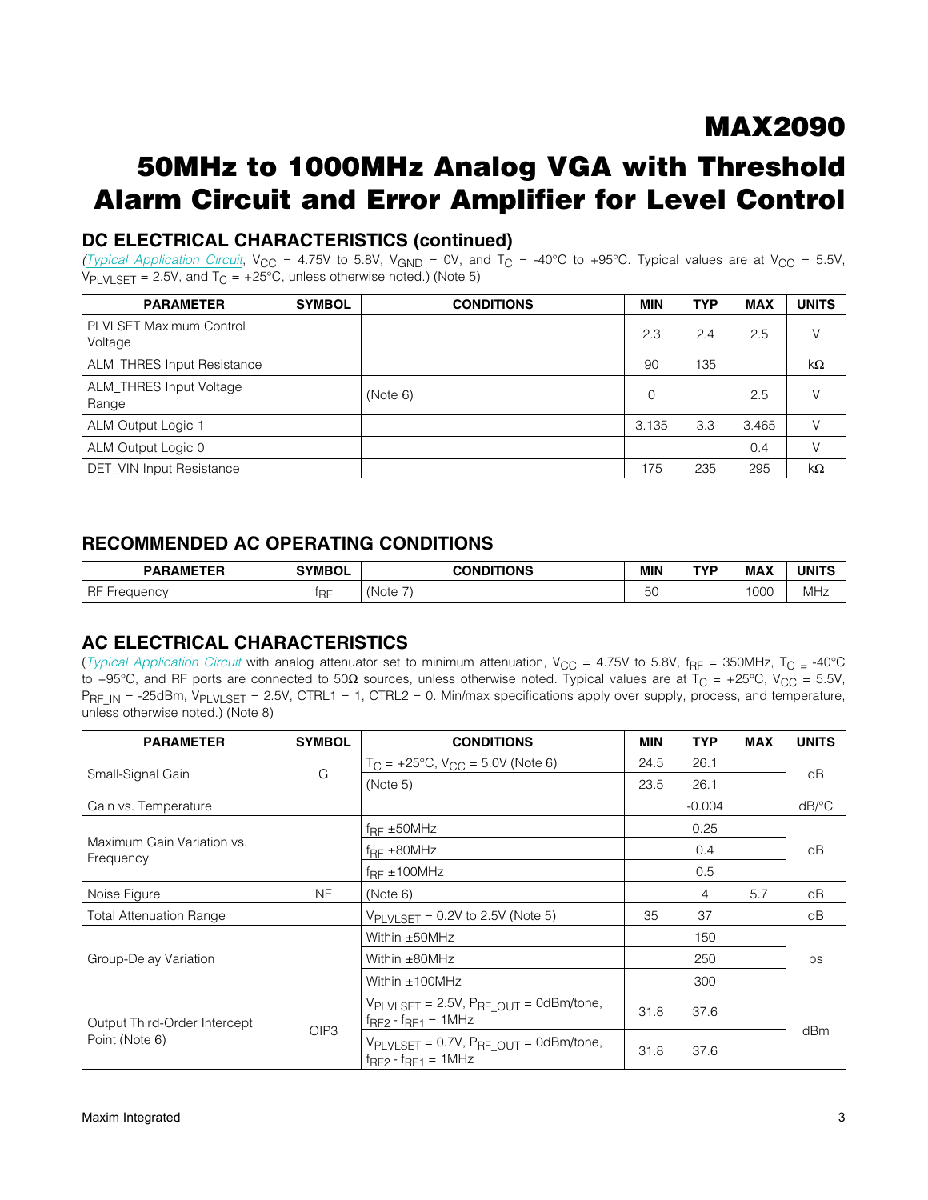## DC ELECTRICAL CHARACTERISTICS (continued)

(*Typical Application Circuit*, $V_{CC}$ = 4.75V to 5.8V, $V_{GND}$ = 0V, and $T_C$ = -40°C to +95°C. Typical values are at $V_{CC}$ = 5.5V, $V_{PLVLSET}$ = 2.5V, and $T_C$ = +25°C, unless otherwise noted.) (Note 5)

| PARAMETER | SYMBOL | CONDITIONS | MIN | TYP | MAX | UNITS |
|---|---|---|---|---|---|---|
| PLVLSET Maximum Control Voltage | | | 2.3 | 2.4 | 2.5 | V |
| ALM_THRES Input Resistance | | | 90 | 135 | | kΩ |
| ALM_THRES Input Voltage Range | | (Note 6) | 0 | | 2.5 | V |
| ALM Output Logic 1 | | | 3.135 | 3.3 | 3.465 | V |
| ALM Output Logic 0 | | | | | 0.4 | V |
| DET_VIN Input Resistance | | | 175 | 235 | 295 | kΩ |

## RECOMMENDED AC OPERATING CONDITIONS

| PARAMETER | SYMBOL | CONDITIONS | MIN | TYP | MAX | UNITS |
|---|---|---|---|---|---|---|
| RF Frequency | $f_{RF}$ | (Note 7) | 50 | | 1000 | MHz |

## AC ELECTRICAL CHARACTERISTICS

(*Typical Application Circuit* with analog attenuator set to minimum attenuation, $V_{CC}$ = 4.75V to 5.8V, $f_{RF}$ = 350MHz, $T_C$ = -40°C to +95°C, and RF ports are connected to 50Ω sources, unless otherwise noted. Typical values are at $T_C$ = +25°C, $V_{CC}$ = 5.5V, $P_{RF\_IN}$ = -25dBm, $V_{PLVLSET}$ = 2.5V, CTRL1 = 1, CTRL2 = 0. Min/max specifications apply over supply, process, and temperature, unless otherwise noted.) (Note 8)

| PARAMETER | SYMBOL | CONDITIONS | MIN | TYP | MAX | UNITS |
|---|---|---|---|---|---|---|
| Small-Signal Gain | G | $T_C$ = +25°C, $V_{CC}$ = 5.0V (Note 6) | 24.5 | 26.1 | | dB |
| | | (Note 5) | 23.5 | 26.1 | | |
| Gain vs. Temperature | | | | -0.004 | | dB/°C |
| Maximum Gain Variation vs. Frequency | | $f_{RF}$ ±50MHz | | 0.25 | | dB |
| | | $f_{RF}$ ±80MHz | | 0.4 | | |
| | | $f_{RF}$ ±100MHz | | 0.5 | | |
| Noise Figure | NF | (Note 6) | | 4 | 5.7 | dB |
| Total Attenuation Range | | $V_{PLVLSET}$ = 0.2V to 2.5V (Note 5) | 35 | 37 | | dB |
| Group-Delay Variation | | Within ±50MHz | | 150 | | ps |
| | | Within ±80MHz | | 250 | | |
| | | Within ±100MHz | | 300 | | |
| Output Third-Order Intercept Point (Note 6) | OIP3 | $V_{PLVLSET}$ = 2.5V, $P_{RF\_OUT}$ = 0dBm/tone, $f_{RF2} - f_{RF1}$ = 1MHz | 31.8 | 37.6 | | dBm |
| | | $V_{PLVLSET}$ = 0.7V, $P_{RF\_OUT}$ = 0dBm/tone, $f_{RF2} - f_{RF1}$ = 1MHz | 31.8 | 37.6 | | |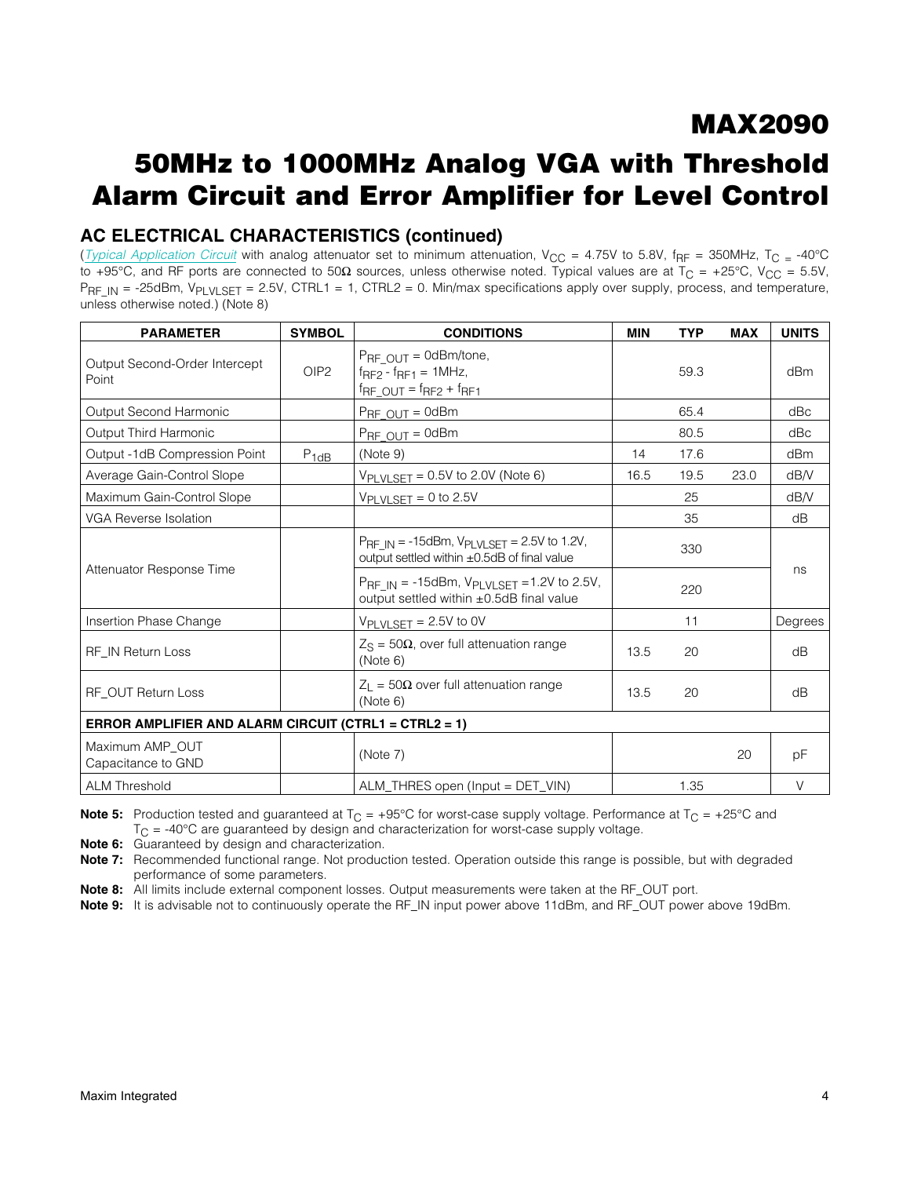## AC ELECTRICAL CHARACTERISTICS (continued)

(*Typical Application Circuit* with analog attenuator set to minimum attenuation, $V_{CC}$ = 4.75V to 5.8V, $f_{RF}$ = 350MHz, $T_C$ = -40°C to +95°C, and RF ports are connected to 50Ω sources, unless otherwise noted. Typical values are at $T_C$ = +25°C, $V_{CC}$ = 5.5V, $P_{RF\_IN}$ = -25dBm, $V_{PLVLSET}$ = 2.5V, CTRL1 = 1, CTRL2 = 0. Min/max specifications apply over supply, process, and temperature, unless otherwise noted.) (Note 8)

| PARAMETER | SYMBOL | CONDITIONS | MIN | TYP | MAX | UNITS |
|---|---|---|---|---|---|---|
| Output Second-Order Intercept Point | OIP2 | $P_{RF\_OUT}$ = 0dBm/tone, $f_{RF2}$ - $f_{RF1}$ = 1MHz, $f_{RF\_OUT}$ = $f_{RF2}$ + $f_{RF1}$ | | 59.3 | | dBm |
| Output Second Harmonic | | $P_{RF\_OUT}$ = 0dBm | | 65.4 | | dBc |
| Output Third Harmonic | | $P_{RF\_OUT}$ = 0dBm | | 80.5 | | dBc |
| Output -1dB Compression Point | $P_{1dB}$ | (Note 9) | 14 | 17.6 | | dBm |
| Average Gain-Control Slope | | $V_{PLVLSET}$ = 0.5V to 2.0V (Note 6) | 16.5 | 19.5 | 23.0 | dB/V |
| Maximum Gain-Control Slope | | $V_{PLVLSET}$ = 0 to 2.5V | | 25 | | dB/V |
| VGA Reverse Isolation | | | | 35 | | dB |
| Attenuator Response Time | | $P_{RF\_IN}$ = -15dBm, $V_{PLVLSET}$ = 2.5V to 1.2V, output settled within ±0.5dB of final value | | 330 | | ns |
| | | $P_{RF\_IN}$ = -15dBm, $V_{PLVLSET}$ =1.2V to 2.5V, output settled within ±0.5dB final value | | 220 | | |
| Insertion Phase Change | | $V_{PLVLSET}$ = 2.5V to 0V | | 11 | | Degrees |
| RF_IN Return Loss | | $Z_S$ = 50Ω, over full attenuation range (Note 6) | 13.5 | 20 | | dB |
| RF_OUT Return Loss | | $Z_L$ = 50Ω over full attenuation range (Note 6) | 13.5 | 20 | | dB |
| **ERROR AMPLIFIER AND ALARM CIRCUIT (CTRL1 = CTRL2 = 1)** | | | | | | |
| Maximum AMP_OUT Capacitance to GND | | (Note 7) | | | 20 | pF |
| ALM Threshold | | ALM_THRES open (Input = DET_VIN) | | 1.35 | | V |

**Note 5:** Production tested and guaranteed at $T_C$ = +95°C for worst-case supply voltage. Performance at $T_C$ = +25°C and $T_C$ = -40°C are guaranteed by design and characterization for worst-case supply voltage.

**Note 6:** Guaranteed by design and characterization.

**Note 7:** Recommended functional range. Not production tested. Operation outside this range is possible, but with degraded performance of some parameters.

**Note 8:** All limits include external component losses. Output measurements were taken at the RF_OUT port.

**Note 9:** It is advisable not to continuously operate the RF_IN input power above 11dBm, and RF_OUT power above 19dBm.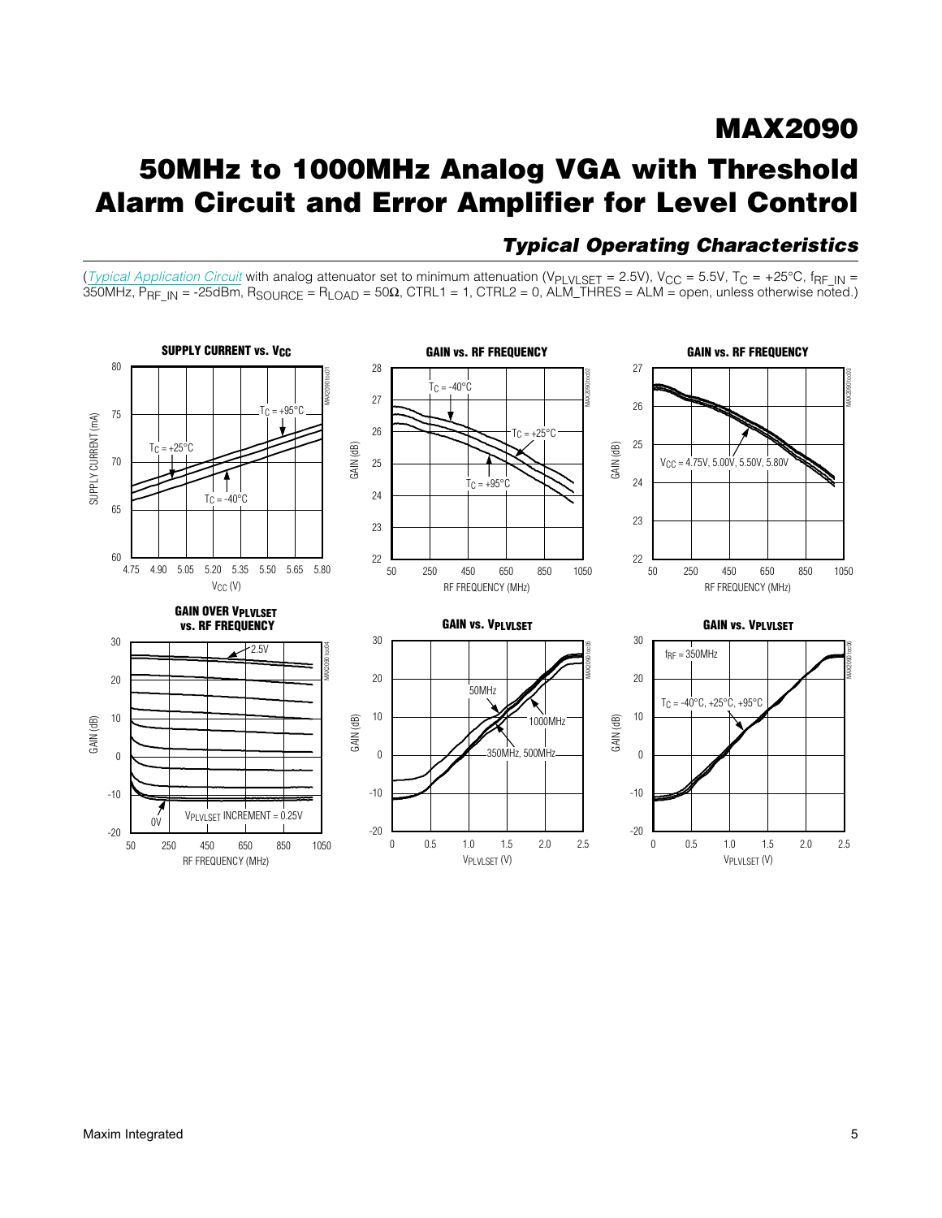## Typical Operating Characteristics

(*Typical Application Circuit* with analog attenuator set to minimum attenuation ($V_{PLVLSET}$ = 2.5V), $V_{CC}$ = 5.5V, $T_C$ = +25°C, $f_{RF\_IN}$ = 350MHz, $P_{RF\_IN}$ = -25dBm, $R_{SOURCE}$ = $R_{LOAD}$ = 50Ω, CTRL1 = 1, CTRL2 = 0, ALM_THRES = ALM = open, unless otherwise noted.)

**SUPPLY CURRENT vs. $V_{CC}$**

SUPPLY CURRENT (mA) vs. $V_{CC}$ (V); curves: $T_C$ = +95°C, $T_C$ = +25°C, $T_C$ = -40°C

**GAIN vs. RF FREQUENCY**

GAIN (dB) vs. RF FREQUENCY (MHz); curves: $T_C$ = -40°C, $T_C$ = +25°C, $T_C$ = +95°C

**GAIN vs. RF FREQUENCY**

GAIN (dB) vs. RF FREQUENCY (MHz); curves: $V_{CC}$ = 4.75V, 5.00V, 5.50V, 5.80V

**GAIN OVER $V_{PLVLSET}$ vs. RF FREQUENCY**

GAIN (dB) vs. RF FREQUENCY (MHz); curves from 0V to 2.5V, $V_{PLVLSET}$ INCREMENT = 0.25V

**GAIN vs. $V_{PLVLSET}$**

GAIN (dB) vs. $V_{PLVLSET}$ (V); curves: 50MHz, 350MHz, 500MHz, 1000MHz

**GAIN vs. $V_{PLVLSET}$**

GAIN (dB) vs. $V_{PLVLSET}$ (V); $f_{RF}$ = 350MHz; curves: $T_C$ = -40°C, +25°C, +95°C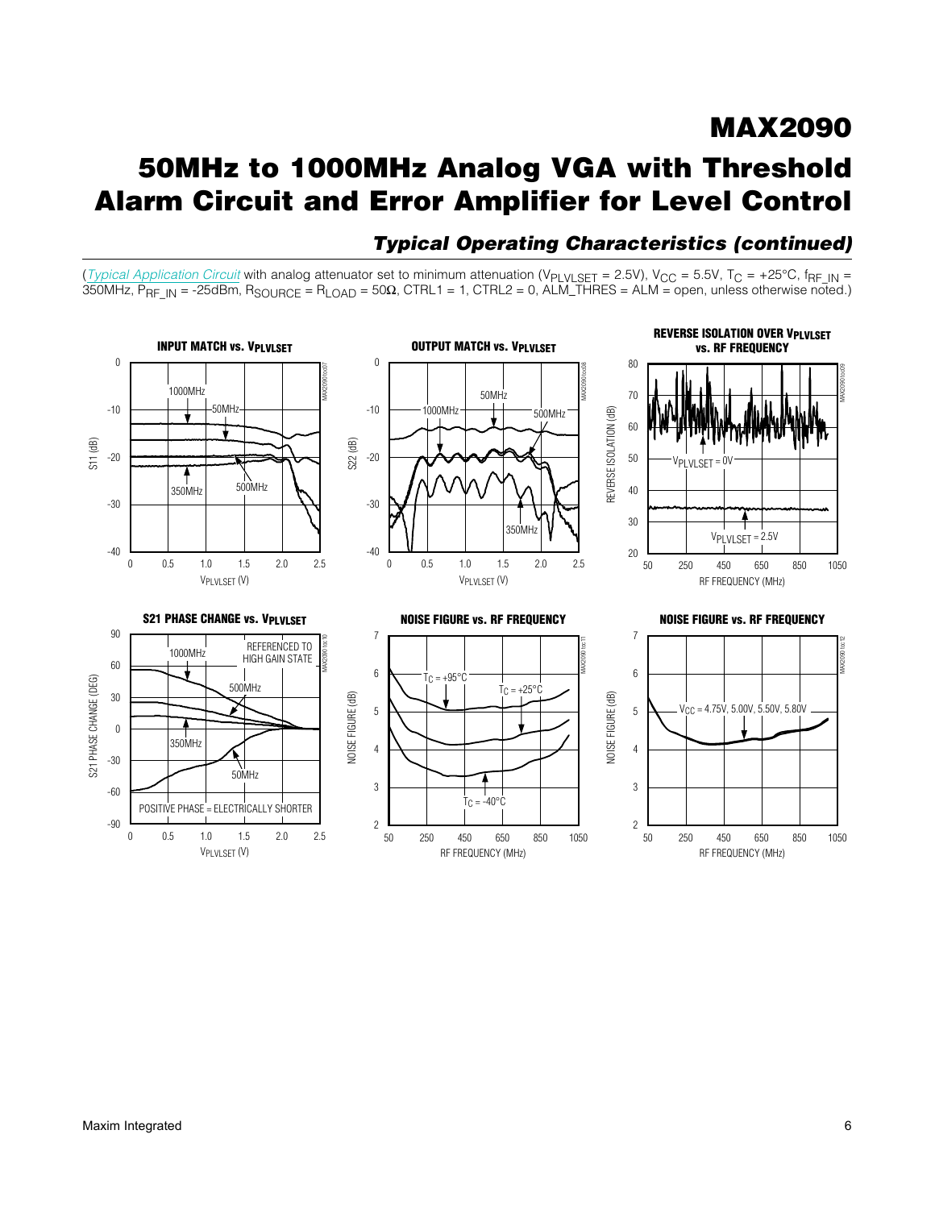## Typical Operating Characteristics (continued)

(*Typical Application Circuit* with analog attenuator set to minimum attenuation ($V_{PLVLSET}$ = 2.5V), $V_{CC}$ = 5.5V, $T_C$ = +25°C, $f_{RF\_IN}$ = 350MHz, $P_{RF\_IN}$ = -25dBm, $R_{SOURCE}$ = $R_{LOAD}$ = 50Ω, CTRL1 = 1, CTRL2 = 0, ALM_THRES = ALM = open, unless otherwise noted.)

**INPUT MATCH vs. $V_{PLVLSET}$**

**OUTPUT MATCH vs. $V_{PLVLSET}$**

**REVERSE ISOLATION OVER $V_{PLVLSET}$ vs. RF FREQUENCY**

**S21 PHASE CHANGE vs. $V_{PLVLSET}$**

**NOISE FIGURE vs. RF FREQUENCY**

**NOISE FIGURE vs. RF FREQUENCY**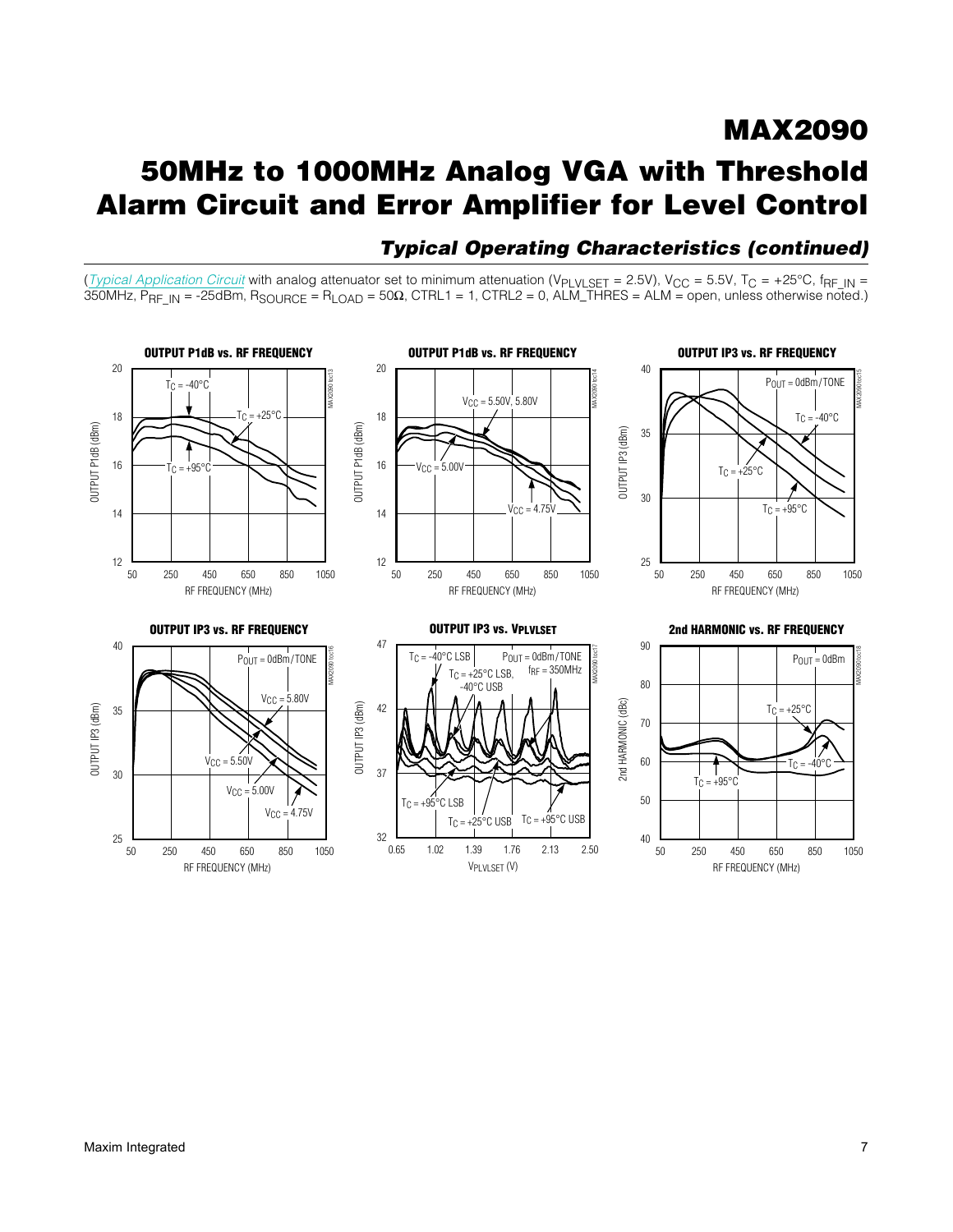## Typical Operating Characteristics (continued)

(*Typical Application Circuit* with analog attenuator set to minimum attenuation ($V_{PLVLSET}$ = 2.5V), $V_{CC}$ = 5.5V, $T_C$ = +25°C, $f_{RF\_IN}$ = 350MHz, $P_{RF\_IN}$ = -25dBm, $R_{SOURCE}$ = $R_{LOAD}$ = 50Ω, CTRL1 = 1, CTRL2 = 0, ALM_THRES = ALM = open, unless otherwise noted.)

**OUTPUT P1dB vs. RF FREQUENCY**

**OUTPUT P1dB vs. RF FREQUENCY**

**OUTPUT IP3 vs. RF FREQUENCY**

**OUTPUT IP3 vs. RF FREQUENCY**

**OUTPUT IP3 vs. $V_{PLVLSET}$**

**2nd HARMONIC vs. RF FREQUENCY**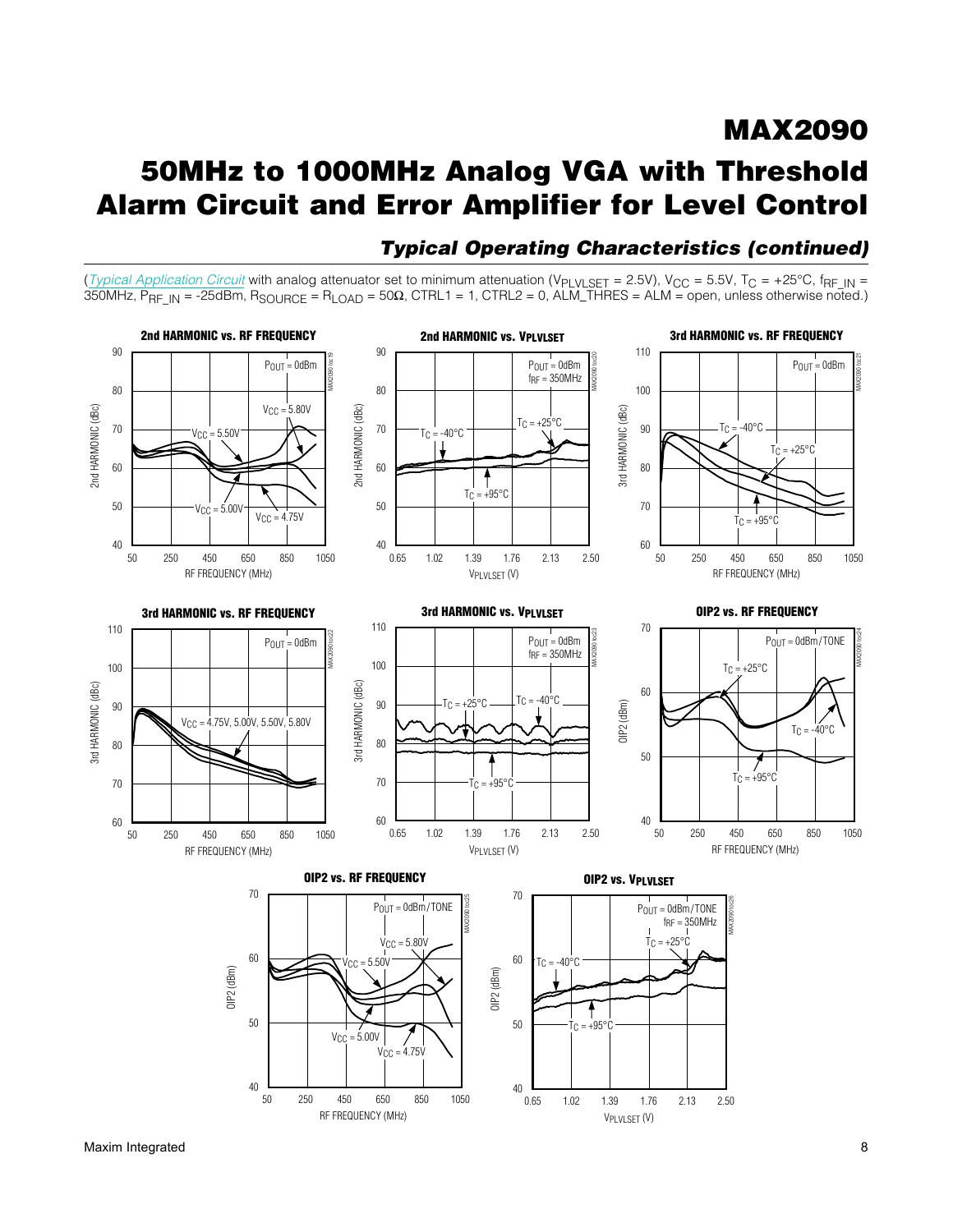## Typical Operating Characteristics (continued)

(*Typical Application Circuit* with analog attenuator set to minimum attenuation ($V_{PLVLSET}$ = 2.5V), $V_{CC}$ = 5.5V, $T_C$ = +25°C, $f_{RF\_IN}$ = 350MHz, $P_{RF\_IN}$ = -25dBm, $R_{SOURCE}$ = $R_{LOAD}$ = 50Ω, CTRL1 = 1, CTRL2 = 0, ALM_THRES = ALM = open, unless otherwise noted.)

**2nd HARMONIC vs. RF FREQUENCY**

**2nd HARMONIC vs. $V_{PLVLSET}$**

**3rd HARMONIC vs. RF FREQUENCY**

**3rd HARMONIC vs. RF FREQUENCY**

**3rd HARMONIC vs. $V_{PLVLSET}$**

**OIP2 vs. RF FREQUENCY**

**OIP2 vs. RF FREQUENCY**

**OIP2 vs. $V_{PLVLSET}$**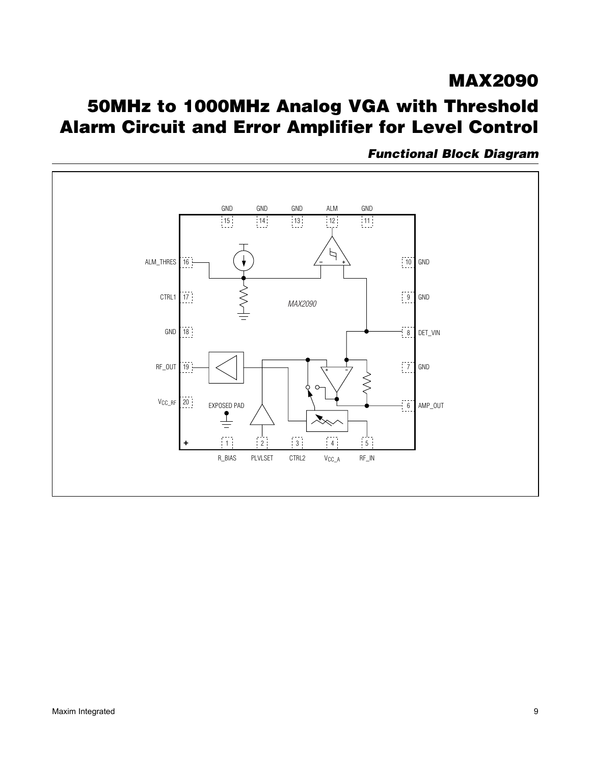## Functional Block Diagram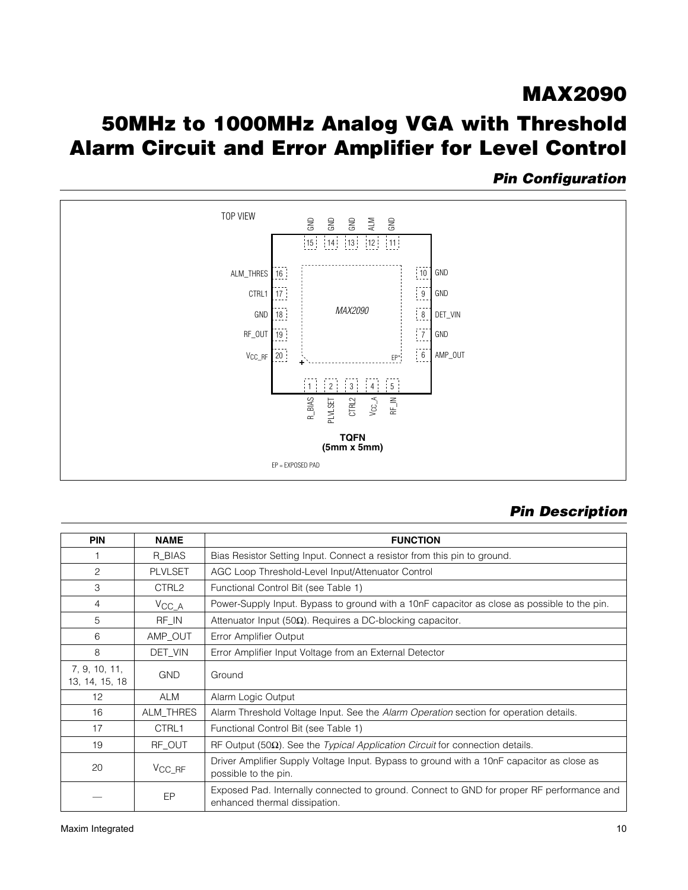## Pin Configuration

TOP VIEW

| Pin | Name |
|---|---|
| 1 | R_BIAS |
| 2 | PLVLSET |
| 3 | CTRL2 |
| 4 | $V_{CC\_A}$ |
| 5 | RF_IN |
| 6 | AMP_OUT |
| 7 | GND |
| 8 | DET_VIN |
| 9 | GND |
| 10 | GND |
| 11 | GND |
| 12 | ALM |
| 13 | GND |
| 14 | GND |
| 15 | GND |
| 16 | ALM_THRES |
| 17 | CTRL1 |
| 18 | GND |
| 19 | RF_OUT |
| 20 | $V_{CC\_RF}$ |

MAX2090

EP*

**TQFN**
**(5mm x 5mm)**

EP = EXPOSED PAD

## Pin Description

| PIN | NAME | FUNCTION |
|---|---|---|
| 1 | R_BIAS | Bias Resistor Setting Input. Connect a resistor from this pin to ground. |
| 2 | PLVLSET | AGC Loop Threshold-Level Input/Attenuator Control |
| 3 | CTRL2 | Functional Control Bit (see Table 1) |
| 4 | $V_{CC\_A}$ | Power-Supply Input. Bypass to ground with a 10nF capacitor as close as possible to the pin. |
| 5 | RF_IN | Attenuator Input (50Ω). Requires a DC-blocking capacitor. |
| 6 | AMP_OUT | Error Amplifier Output |
| 8 | DET_VIN | Error Amplifier Input Voltage from an External Detector |
| 7, 9, 10, 11, 13, 14, 15, 18 | GND | Ground |
| 12 | ALM | Alarm Logic Output |
| 16 | ALM_THRES | Alarm Threshold Voltage Input. See the *Alarm Operation* section for operation details. |
| 17 | CTRL1 | Functional Control Bit (see Table 1) |
| 19 | RF_OUT | RF Output (50Ω). See the *Typical Application Circuit* for connection details. |
| 20 | $V_{CC\_RF}$ | Driver Amplifier Supply Voltage Input. Bypass to ground with a 10nF capacitor as close as possible to the pin. |
| — | EP | Exposed Pad. Internally connected to ground. Connect to GND for proper RF performance and enhanced thermal dissipation. |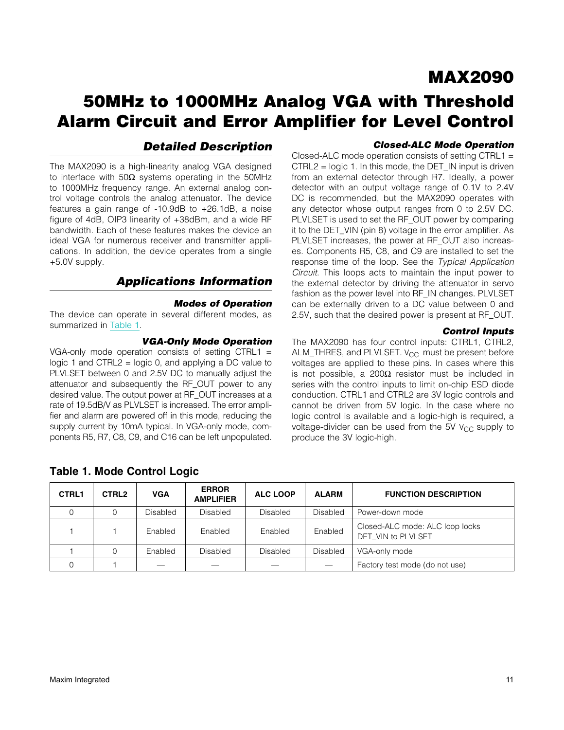# MAX2090

## 50MHz to 1000MHz Analog VGA with Threshold Alarm Circuit and Error Amplifier for Level Control

## Detailed Description

The MAX2090 is a high-linearity analog VGA designed to interface with 50Ω systems operating in the 50MHz to 1000MHz frequency range. An external analog control voltage controls the analog attenuator. The device features a gain range of -10.9dB to +26.1dB, a noise figure of 4dB, OIP3 linearity of +38dBm, and a wide RF bandwidth. Each of these features makes the device an ideal VGA for numerous receiver and transmitter applications. In addition, the device operates from a single +5.0V supply.

## Applications Information

### Modes of Operation

The device can operate in several different modes, as summarized in Table 1.

### VGA-Only Mode Operation

VGA-only mode operation consists of setting CTRL1 = logic 1 and CTRL2 = logic 0, and applying a DC value to PLVLSET between 0 and 2.5V DC to manually adjust the attenuator and subsequently the RF_OUT power to any desired value. The output power at RF_OUT increases at a rate of 19.5dB/V as PLVLSET is increased. The error amplifier and alarm are powered off in this mode, reducing the supply current by 10mA typical. In VGA-only mode, components R5, R7, C8, C9, and C16 can be left unpopulated.

### Closed-ALC Mode Operation

Closed-ALC mode operation consists of setting CTRL1 = CTRL2 = logic 1. In this mode, the DET_IN input is driven from an external detector through R7. Ideally, a power detector with an output voltage range of 0.1V to 2.4V DC is recommended, but the MAX2090 operates with any detector whose output ranges from 0 to 2.5V DC. PLVLSET is used to set the RF_OUT power by comparing it to the DET_VIN (pin 8) voltage in the error amplifier. As PLVLSET increases, the power at RF_OUT also increases. Components R5, C8, and C9 are installed to set the response time of the loop. See the *Typical Application Circuit*. This loops acts to maintain the input power to the external detector by driving the attenuator in servo fashion as the power level into RF_IN changes. PLVLSET can be externally driven to a DC value between 0 and 2.5V, such that the desired power is present at RF_OUT.

### Control Inputs

The MAX2090 has four control inputs: CTRL1, CTRL2, ALM_THRES, and PLVLSET. $V_{CC}$ must be present before voltages are applied to these pins. In cases where this is not possible, a 200Ω resistor must be included in series with the control inputs to limit on-chip ESD diode conduction. CTRL1 and CTRL2 are 3V logic controls and cannot be driven from 5V logic. In the case where no logic control is available and a logic-high is required, a voltage-divider can be used from the 5V $V_{CC}$ supply to produce the 3V logic-high.

**Table 1. Mode Control Logic**

| CTRL1 | CTRL2 | VGA | ERROR AMPLIFIER | ALC LOOP | ALARM | FUNCTION DESCRIPTION |
|---|---|---|---|---|---|---|
| 0 | 0 | Disabled | Disabled | Disabled | Disabled | Power-down mode |
| 1 | 1 | Enabled | Enabled | Enabled | Enabled | Closed-ALC mode: ALC loop locks DET_VIN to PLVLSET |
| 1 | 0 | Enabled | Disabled | Disabled | Disabled | VGA-only mode |
| 0 | 1 | — | — | — | — | Factory test mode (do not use) |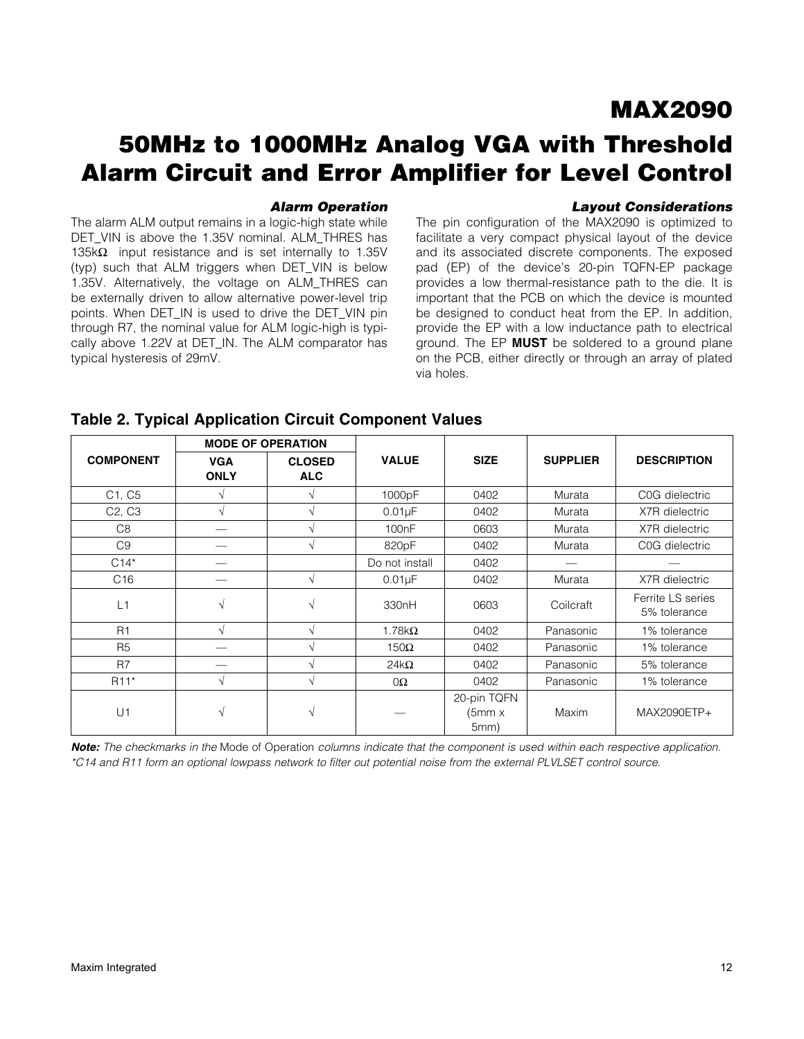### Alarm Operation

The alarm ALM output remains in a logic-high state while DET_VIN is above the 1.35V nominal. ALM_THRES has 135kΩ input resistance and is set internally to 1.35V (typ) such that ALM triggers when DET_VIN is below 1.35V. Alternatively, the voltage on ALM_THRES can be externally driven to allow alternative power-level trip points. When DET_IN is used to drive the DET_VIN pin through R7, the nominal value for ALM logic-high is typically above 1.22V at DET_IN. The ALM comparator has typical hysteresis of 29mV.

### Layout Considerations

The pin configuration of the MAX2090 is optimized to facilitate a very compact physical layout of the device and its associated discrete components. The exposed pad (EP) of the device's 20-pin TQFN-EP package provides a low thermal-resistance path to the die. It is important that the PCB on which the device is mounted be designed to conduct heat from the EP. In addition, provide the EP with a low inductance path to electrical ground. The EP **MUST** be soldered to a ground plane on the PCB, either directly or through an array of plated via holes.

## Table 2. Typical Application Circuit Component Values

| COMPONENT | MODE OF OPERATION | | VALUE | SIZE | SUPPLIER | DESCRIPTION |
|---|---|---|---|---|---|---|
| | VGA ONLY | CLOSED ALC | | | | |
| C1, C5 | √ | √ | 1000pF | 0402 | Murata | C0G dielectric |
| C2, C3 | √ | √ | 0.01µF | 0402 | Murata | X7R dielectric |
| C8 | — | √ | 100nF | 0603 | Murata | X7R dielectric |
| C9 | — | √ | 820pF | 0402 | Murata | C0G dielectric |
| C14* | — | | Do not install | 0402 | — | — |
| C16 | — | √ | 0.01µF | 0402 | Murata | X7R dielectric |
| L1 | √ | √ | 330nH | 0603 | Coilcraft | Ferrite LS series 5% tolerance |
| R1 | √ | √ | 1.78kΩ | 0402 | Panasonic | 1% tolerance |
| R5 | — | √ | 150Ω | 0402 | Panasonic | 1% tolerance |
| R7 | — | √ | 24kΩ | 0402 | Panasonic | 5% tolerance |
| R11* | √ | √ | 0Ω | 0402 | Panasonic | 1% tolerance |
| U1 | √ | √ | — | 20-pin TQFN (5mm x 5mm) | Maxim | MAX2090ETP+ |

***Note:*** *The checkmarks in the* Mode of Operation *columns indicate that the component is used within each respective application.*

*\*C14 and R11 form an optional lowpass network to filter out potential noise from the external PLVLSET control source.*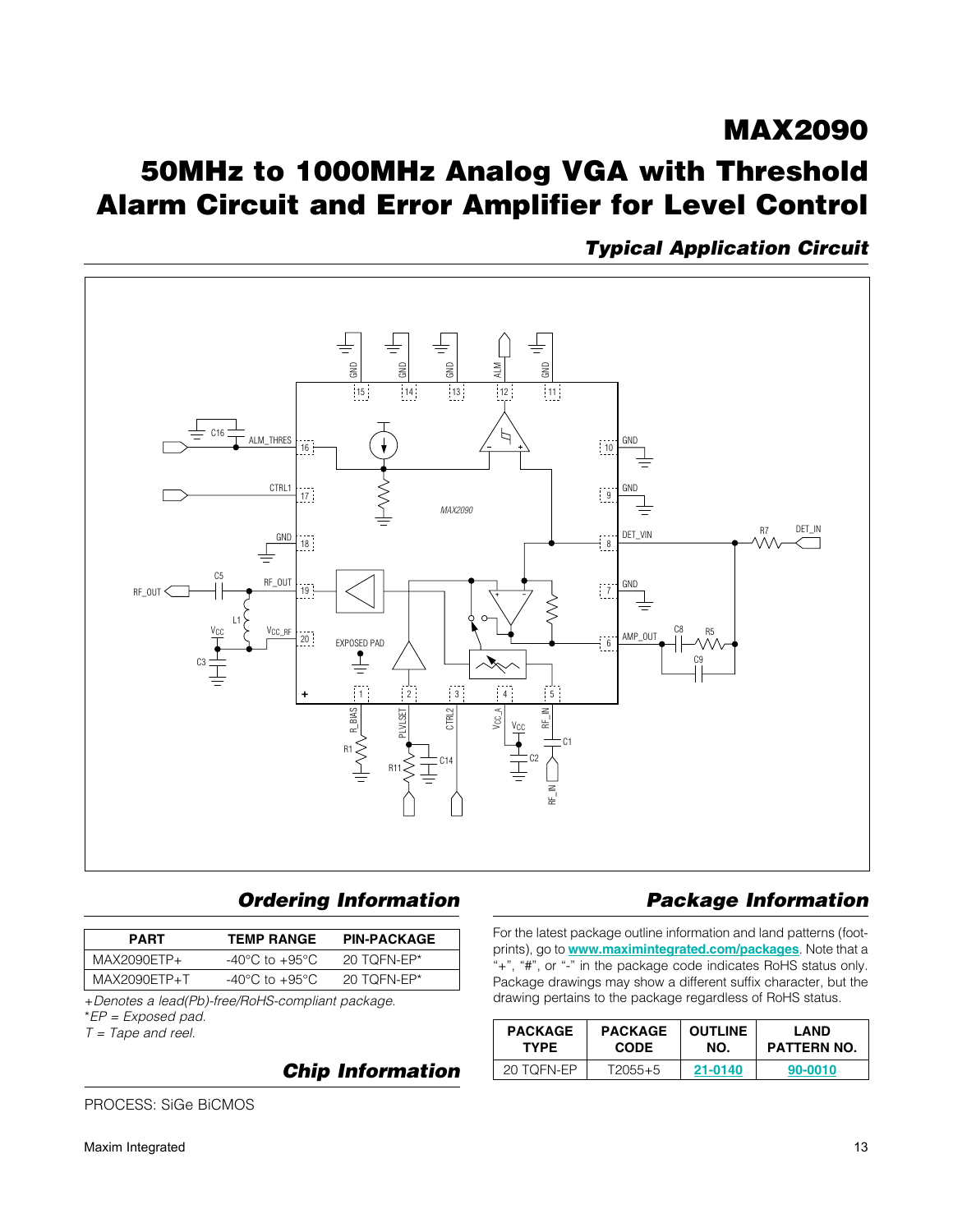## Typical Application Circuit

## Ordering Information

| PART | TEMP RANGE | PIN-PACKAGE |
|---|---|---|
| MAX2090ETP+ | -40°C to +95°C | 20 TQFN-EP* |
| MAX2090ETP+T | -40°C to +95°C | 20 TQFN-EP* |

*+Denotes a lead(Pb)-free/RoHS-compliant package.*

**EP = Exposed pad.*

*T = Tape and reel.*

## Chip Information

PROCESS: SiGe BiCMOS

## Package Information

For the latest package outline information and land patterns (footprints), go to **www.maximintegrated.com/packages**. Note that a "+", "#", or "-" in the package code indicates RoHS status only. Package drawings may show a different suffix character, but the drawing pertains to the package regardless of RoHS status.

| PACKAGE TYPE | PACKAGE CODE | OUTLINE NO. | LAND PATTERN NO. |
|---|---|---|---|
| 20 TQFN-EP | T2055+5 | 21-0140 | 90-0010 |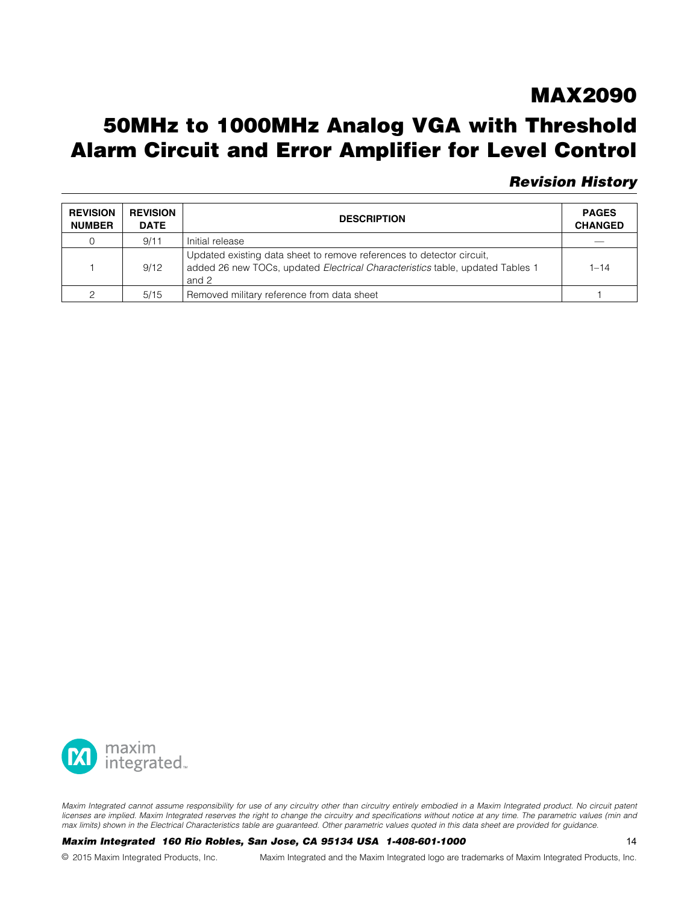## Revision History

| REVISION NUMBER | REVISION DATE | DESCRIPTION | PAGES CHANGED |
|---|---|---|---|
| 0 | 9/11 | Initial release | — |
| 1 | 9/12 | Updated existing data sheet to remove references to detector circuit, added 26 new TOCs, updated *Electrical Characteristics* table, updated Tables 1 and 2 | 1–14 |
| 2 | 5/15 | Removed military reference from data sheet | 1 |

*Maxim Integrated cannot assume responsibility for use of any circuitry other than circuitry entirely embodied in a Maxim Integrated product. No circuit patent licenses are implied. Maxim Integrated reserves the right to change the circuitry and specifications without notice at any time. The parametric values (min and max limits) shown in the Electrical Characteristics table are guaranteed. Other parametric values quoted in this data sheet are provided for guidance.*

***Maxim Integrated 160 Rio Robles, San Jose, CA 95134 USA 1-408-601-1000***

© 2015 Maxim Integrated Products, Inc. Maxim Integrated and the Maxim Integrated logo are trademarks of Maxim Integrated Products, Inc.